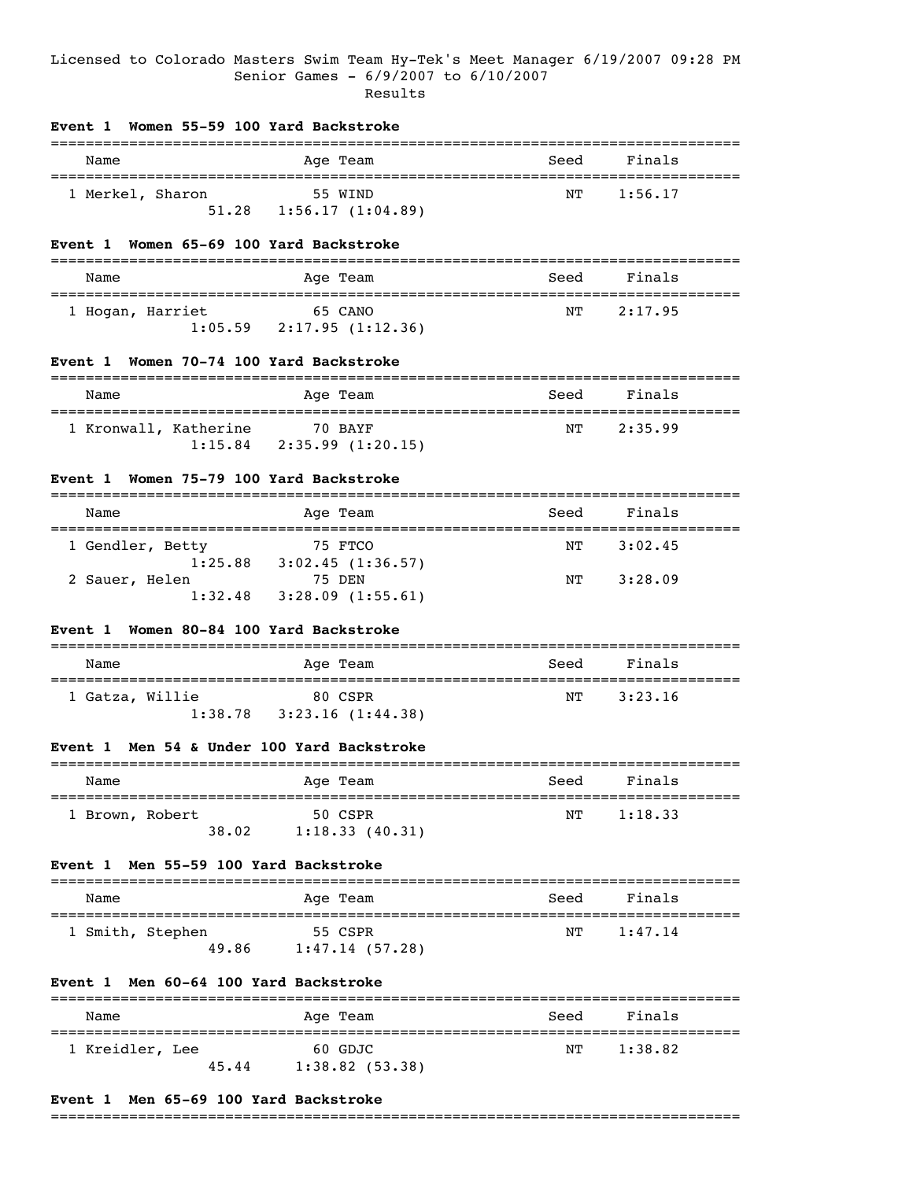Licensed to Colorado Masters Swim Team Hy-Tek's Meet Manager 6/19/2007 09:28 PM

Senior Games - 6/9/2007 to 6/10/2007

Results

### Event 1 Women 55-59 100 Yard Backstroke

| Name | Age | Team | Seed | Finals |
|---|---|---|---|---|
| 1 Merkel, Sharon | 55 | WIND | NT | 1:56.17 |
| 51.28 1:56.17 (1:04.89) | | | | |

### Event 1 Women 65-69 100 Yard Backstroke

| Name | Age | Team | Seed | Finals |
|---|---|---|---|---|
| 1 Hogan, Harriet | 65 | CANO | NT | 2:17.95 |
| 1:05.59 2:17.95 (1:12.36) | | | | |

### Event 1 Women 70-74 100 Yard Backstroke

| Name | Age | Team | Seed | Finals |
|---|---|---|---|---|
| 1 Kronwall, Katherine | 70 | BAYF | NT | 2:35.99 |
| 1:15.84 2:35.99 (1:20.15) | | | | |

### Event 1 Women 75-79 100 Yard Backstroke

| Name | Age | Team | Seed | Finals |
|---|---|---|---|---|
| 1 Gendler, Betty | 75 | FTCO | NT | 3:02.45 |
| 1:25.88 3:02.45 (1:36.57) | | | | |
| 2 Sauer, Helen | 75 | DEN | NT | 3:28.09 |
| 1:32.48 3:28.09 (1:55.61) | | | | |

### Event 1 Women 80-84 100 Yard Backstroke

| Name | Age | Team | Seed | Finals |
|---|---|---|---|---|
| 1 Gatza, Willie | 80 | CSPR | NT | 3:23.16 |
| 1:38.78 3:23.16 (1:44.38) | | | | |

### Event 1 Men 54 & Under 100 Yard Backstroke

| Name | Age | Team | Seed | Finals |
|---|---|---|---|---|
| 1 Brown, Robert | 50 | CSPR | NT | 1:18.33 |
| 38.02 1:18.33 (40.31) | | | | |

### Event 1 Men 55-59 100 Yard Backstroke

| Name | Age | Team | Seed | Finals |
|---|---|---|---|---|
| 1 Smith, Stephen | 55 | CSPR | NT | 1:47.14 |
| 49.86 1:47.14 (57.28) | | | | |

### Event 1 Men 60-64 100 Yard Backstroke

| Name | Age | Team | Seed | Finals |
|---|---|---|---|---|
| 1 Kreidler, Lee | 60 | GDJC | NT | 1:38.82 |
| 45.44 1:38.82 (53.38) | | | | |

### Event 1 Men 65-69 100 Yard Backstroke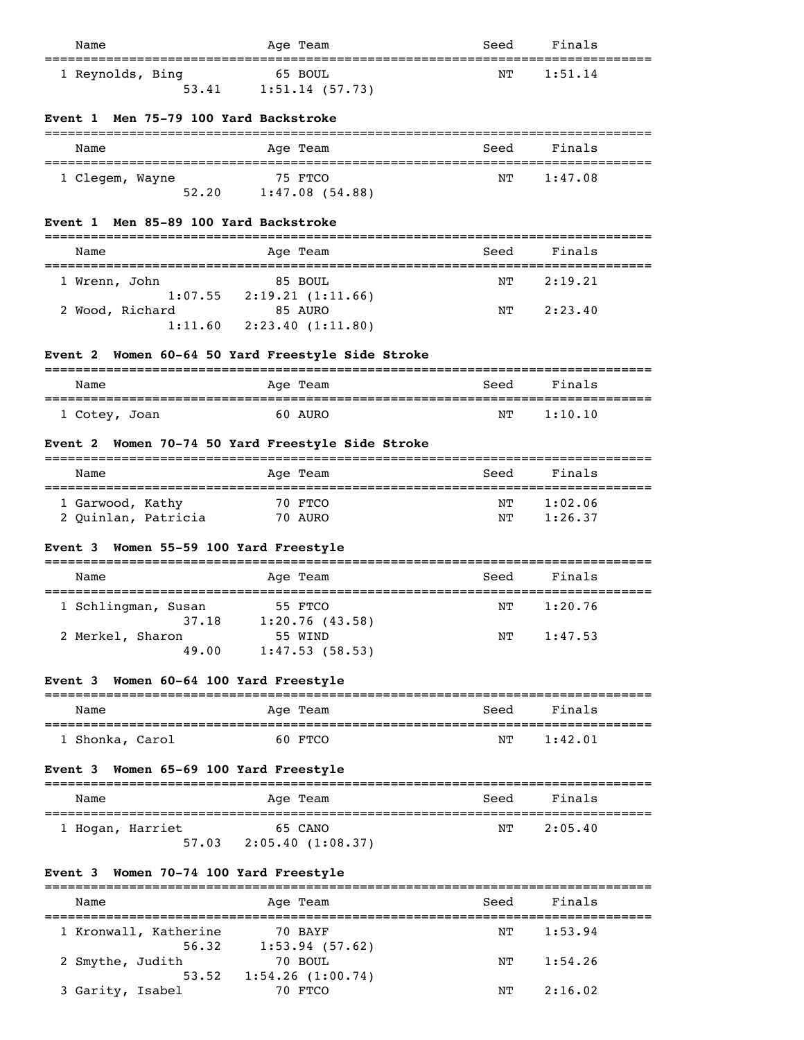| Name | Age | Team | Seed | Finals |
|---|---|---|---|---|
| 1 Reynolds, Bing | 65 | BOUL | NT | 1:51.14 |
| 53.41 1:51.14 (57.73) | | | | |

### Event 1 Men 75-79 100 Yard Backstroke

| Name | Age | Team | Seed | Finals |
|---|---|---|---|---|
| 1 Clegem, Wayne | 75 | FTCO | NT | 1:47.08 |
| 52.20 1:47.08 (54.88) | | | | |

### Event 1 Men 85-89 100 Yard Backstroke

| Name | Age | Team | Seed | Finals |
|---|---|---|---|---|
| 1 Wrenn, John | 85 | BOUL | NT | 2:19.21 |
| 1:07.55 2:19.21 (1:11.66) | | | | |
| 2 Wood, Richard | 85 | AURO | NT | 2:23.40 |
| 1:11.60 2:23.40 (1:11.80) | | | | |

### Event 2 Women 60-64 50 Yard Freestyle Side Stroke

| Name | Age | Team | Seed | Finals |
|---|---|---|---|---|
| 1 Cotey, Joan | 60 | AURO | NT | 1:10.10 |

### Event 2 Women 70-74 50 Yard Freestyle Side Stroke

| Name | Age | Team | Seed | Finals |
|---|---|---|---|---|
| 1 Garwood, Kathy | 70 | FTCO | NT | 1:02.06 |
| 2 Quinlan, Patricia | 70 | AURO | NT | 1:26.37 |

### Event 3 Women 55-59 100 Yard Freestyle

| Name | Age | Team | Seed | Finals |
|---|---|---|---|---|
| 1 Schlingman, Susan | 55 | FTCO | NT | 1:20.76 |
| 37.18 1:20.76 (43.58) | | | | |
| 2 Merkel, Sharon | 55 | WIND | NT | 1:47.53 |
| 49.00 1:47.53 (58.53) | | | | |

### Event 3 Women 60-64 100 Yard Freestyle

| Name | Age | Team | Seed | Finals |
|---|---|---|---|---|
| 1 Shonka, Carol | 60 | FTCO | NT | 1:42.01 |

### Event 3 Women 65-69 100 Yard Freestyle

| Name | Age | Team | Seed | Finals |
|---|---|---|---|---|
| 1 Hogan, Harriet | 65 | CANO | NT | 2:05.40 |
| 57.03 2:05.40 (1:08.37) | | | | |

### Event 3 Women 70-74 100 Yard Freestyle

| Name | Age | Team | Seed | Finals |
|---|---|---|---|---|
| 1 Kronwall, Katherine | 70 | BAYF | NT | 1:53.94 |
| 56.32 1:53.94 (57.62) | | | | |
| 2 Smythe, Judith | 70 | BOUL | NT | 1:54.26 |
| 53.52 1:54.26 (1:00.74) | | | | |
| 3 Garity, Isabel | 70 | FTCO | NT | 2:16.02 |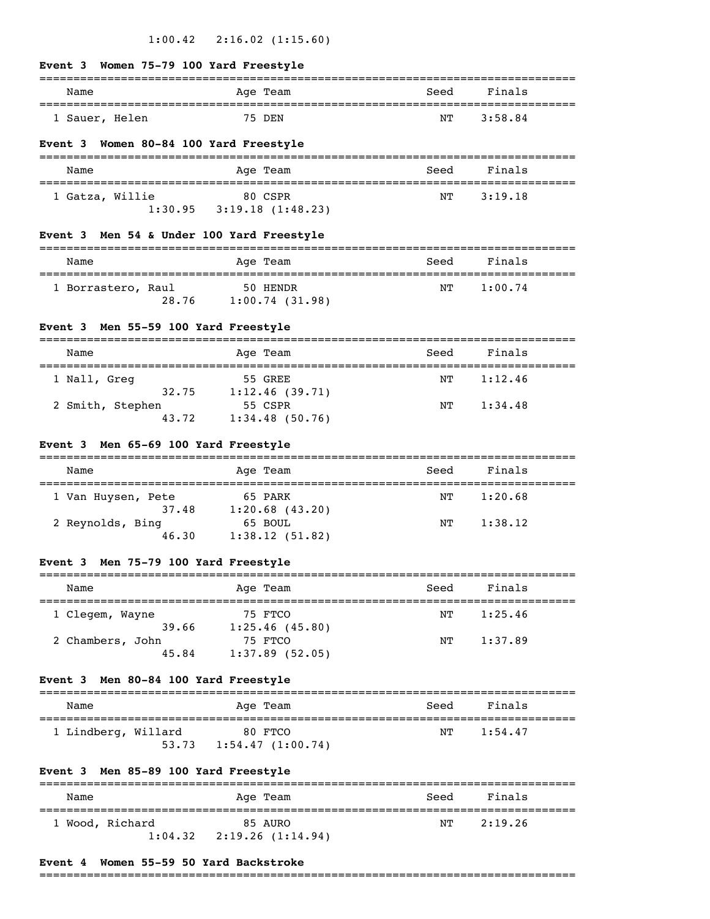1:00.42   2:16.02 (1:15.60)

### Event 3  Women 75-79 100 Yard Freestyle

| Name | Age | Team | Seed | Finals |
|---|---|---|---|---|
| 1 Sauer, Helen | 75 | DEN | NT | 3:58.84 |

### Event 3  Women 80-84 100 Yard Freestyle

| Name | Age | Team | Seed | Finals |
|---|---|---|---|---|
| 1 Gatza, Willie | 80 | CSPR | NT | 3:19.18 |
| 1:30.95   3:19.18 (1:48.23) | | | | |

### Event 3  Men 54 & Under 100 Yard Freestyle

| Name | Age | Team | Seed | Finals |
|---|---|---|---|---|
| 1 Borrastero, Raul | 50 | HENDR | NT | 1:00.74 |
| 28.76   1:00.74 (31.98) | | | | |

### Event 3  Men 55-59 100 Yard Freestyle

| Name | Age | Team | Seed | Finals |
|---|---|---|---|---|
| 1 Nall, Greg | 55 | GREE | NT | 1:12.46 |
| 32.75   1:12.46 (39.71) | | | | |
| 2 Smith, Stephen | 55 | CSPR | NT | 1:34.48 |
| 43.72   1:34.48 (50.76) | | | | |

### Event 3  Men 65-69 100 Yard Freestyle

| Name | Age | Team | Seed | Finals |
|---|---|---|---|---|
| 1 Van Huysen, Pete | 65 | PARK | NT | 1:20.68 |
| 37.48   1:20.68 (43.20) | | | | |
| 2 Reynolds, Bing | 65 | BOUL | NT | 1:38.12 |
| 46.30   1:38.12 (51.82) | | | | |

### Event 3  Men 75-79 100 Yard Freestyle

| Name | Age | Team | Seed | Finals |
|---|---|---|---|---|
| 1 Clegem, Wayne | 75 | FTCO | NT | 1:25.46 |
| 39.66   1:25.46 (45.80) | | | | |
| 2 Chambers, John | 75 | FTCO | NT | 1:37.89 |
| 45.84   1:37.89 (52.05) | | | | |

### Event 3  Men 80-84 100 Yard Freestyle

| Name | Age | Team | Seed | Finals |
|---|---|---|---|---|
| 1 Lindberg, Willard | 80 | FTCO | NT | 1:54.47 |
| 53.73   1:54.47 (1:00.74) | | | | |

### Event 3  Men 85-89 100 Yard Freestyle

| Name | Age | Team | Seed | Finals |
|---|---|---|---|---|
| 1 Wood, Richard | 85 | AURO | NT | 2:19.26 |
| 1:04.32   2:19.26 (1:14.94) | | | | |

### Event 4  Women 55-59 50 Yard Backstroke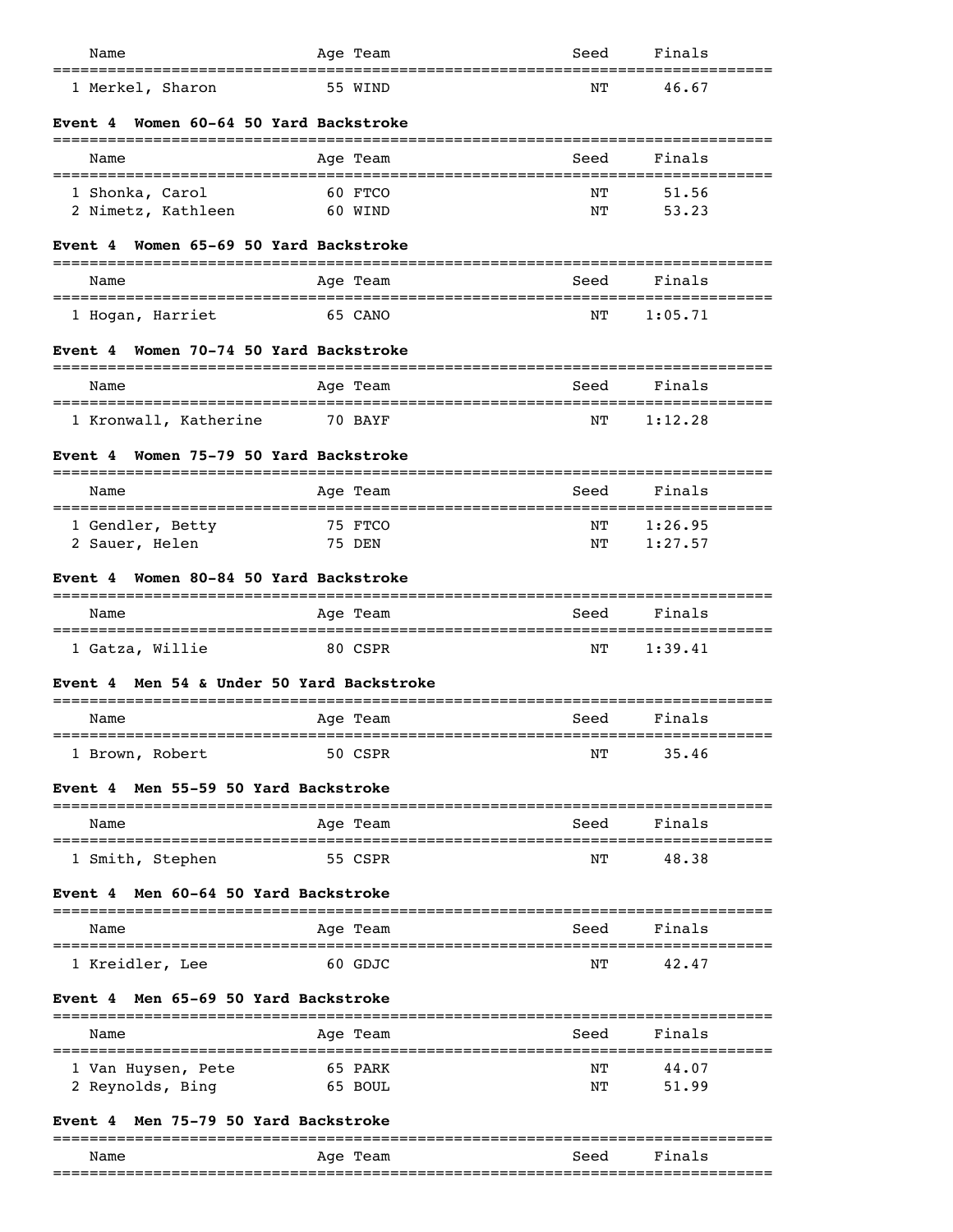| Name | Age | Team | Seed | Finals |
|---|---|---|---|---|
| 1 Merkel, Sharon | 55 | WIND | NT | 46.67 |

### Event 4 Women 60-64 50 Yard Backstroke

| Name | Age | Team | Seed | Finals |
|---|---|---|---|---|
| 1 Shonka, Carol | 60 | FTCO | NT | 51.56 |
| 2 Nimetz, Kathleen | 60 | WIND | NT | 53.23 |

### Event 4 Women 65-69 50 Yard Backstroke

| Name | Age | Team | Seed | Finals |
|---|---|---|---|---|
| 1 Hogan, Harriet | 65 | CANO | NT | 1:05.71 |

### Event 4 Women 70-74 50 Yard Backstroke

| Name | Age | Team | Seed | Finals |
|---|---|---|---|---|
| 1 Kronwall, Katherine | 70 | BAYF | NT | 1:12.28 |

### Event 4 Women 75-79 50 Yard Backstroke

| Name | Age | Team | Seed | Finals |
|---|---|---|---|---|
| 1 Gendler, Betty | 75 | FTCO | NT | 1:26.95 |
| 2 Sauer, Helen | 75 | DEN | NT | 1:27.57 |

### Event 4 Women 80-84 50 Yard Backstroke

| Name | Age | Team | Seed | Finals |
|---|---|---|---|---|
| 1 Gatza, Willie | 80 | CSPR | NT | 1:39.41 |

### Event 4 Men 54 & Under 50 Yard Backstroke

| Name | Age | Team | Seed | Finals |
|---|---|---|---|---|
| 1 Brown, Robert | 50 | CSPR | NT | 35.46 |

### Event 4 Men 55-59 50 Yard Backstroke

| Name | Age | Team | Seed | Finals |
|---|---|---|---|---|
| 1 Smith, Stephen | 55 | CSPR | NT | 48.38 |

### Event 4 Men 60-64 50 Yard Backstroke

| Name | Age | Team | Seed | Finals |
|---|---|---|---|---|
| 1 Kreidler, Lee | 60 | GDJC | NT | 42.47 |

### Event 4 Men 65-69 50 Yard Backstroke

| Name | Age | Team | Seed | Finals |
|---|---|---|---|---|
| 1 Van Huysen, Pete | 65 | PARK | NT | 44.07 |
| 2 Reynolds, Bing | 65 | BOUL | NT | 51.99 |

### Event 4 Men 75-79 50 Yard Backstroke

| Name | Age | Team | Seed | Finals |
|---|---|---|---|---|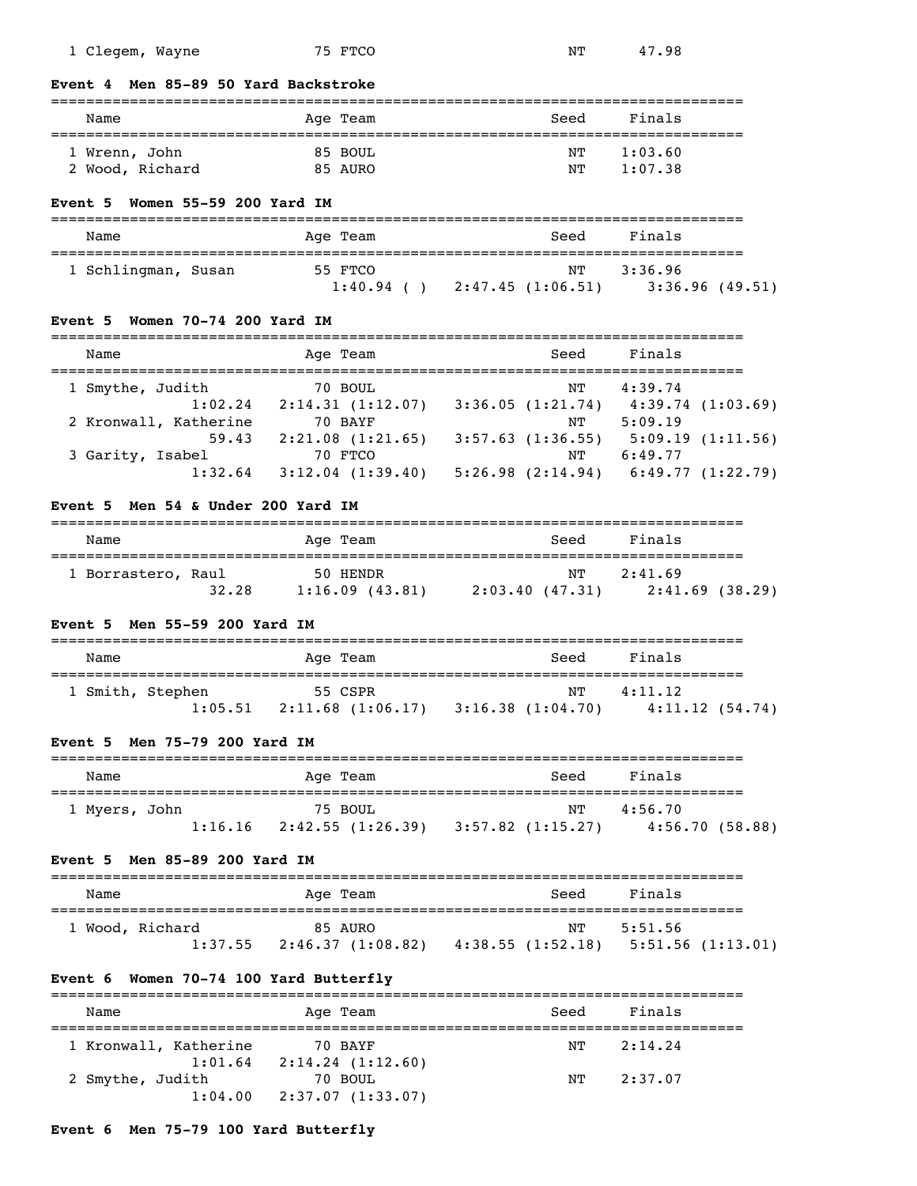| | Name | Age | Team | Seed | Finals |
|---|---|---|---|---|---|
| 1 | Clegem, Wayne | 75 | FTCO | NT | 47.98 |

**Event 4 Men 85-89 50 Yard Backstroke**

| | Name | Age | Team | Seed | Finals |
|---|---|---|---|---|---|
| 1 | Wrenn, John | 85 | BOUL | NT | 1:03.60 |
| 2 | Wood, Richard | 85 | AURO | NT | 1:07.38 |

**Event 5 Women 55-59 200 Yard IM**

| | Name | Age | Team | Seed | Finals |
|---|---|---|---|---|---|
| 1 | Schlingman, Susan | 55 | FTCO | NT | 3:36.96 |
| | 1:40.94 ( ) | 2:47.45 (1:06.51) | 3:36.96 (49.51) | | |

**Event 5 Women 70-74 200 Yard IM**

| | Name | Age | Team | Seed | Finals |
|---|---|---|---|---|---|
| 1 | Smythe, Judith | 70 | BOUL | NT | 4:39.74 |
| | 1:02.24 | 2:14.31 (1:12.07) | 3:36.05 (1:21.74) | 4:39.74 (1:03.69) | |
| 2 | Kronwall, Katherine | 70 | BAYF | NT | 5:09.19 |
| | 59.43 | 2:21.08 (1:21.65) | 3:57.63 (1:36.55) | 5:09.19 (1:11.56) | |
| 3 | Garity, Isabel | 70 | FTCO | NT | 6:49.77 |
| | 1:32.64 | 3:12.04 (1:39.40) | 5:26.98 (2:14.94) | 6:49.77 (1:22.79) | |

**Event 5 Men 54 & Under 200 Yard IM**

| | Name | Age | Team | Seed | Finals |
|---|---|---|---|---|---|
| 1 | Borrastero, Raul | 50 | HENDR | NT | 2:41.69 |
| | 32.28 | 1:16.09 (43.81) | 2:03.40 (47.31) | 2:41.69 (38.29) | |

**Event 5 Men 55-59 200 Yard IM**

| | Name | Age | Team | Seed | Finals |
|---|---|---|---|---|---|
| 1 | Smith, Stephen | 55 | CSPR | NT | 4:11.12 |
| | 1:05.51 | 2:11.68 (1:06.17) | 3:16.38 (1:04.70) | 4:11.12 (54.74) | |

**Event 5 Men 75-79 200 Yard IM**

| | Name | Age | Team | Seed | Finals |
|---|---|---|---|---|---|
| 1 | Myers, John | 75 | BOUL | NT | 4:56.70 |
| | 1:16.16 | 2:42.55 (1:26.39) | 3:57.82 (1:15.27) | 4:56.70 (58.88) | |

**Event 5 Men 85-89 200 Yard IM**

| | Name | Age | Team | Seed | Finals |
|---|---|---|---|---|---|
| 1 | Wood, Richard | 85 | AURO | NT | 5:51.56 |
| | 1:37.55 | 2:46.37 (1:08.82) | 4:38.55 (1:52.18) | 5:51.56 (1:13.01) | |

**Event 6 Women 70-74 100 Yard Butterfly**

| | Name | Age | Team | Seed | Finals |
|---|---|---|---|---|---|
| 1 | Kronwall, Katherine | 70 | BAYF | NT | 2:14.24 |
| | 1:01.64 | 2:14.24 (1:12.60) | | | |
| 2 | Smythe, Judith | 70 | BOUL | NT | 2:37.07 |
| | 1:04.00 | 2:37.07 (1:33.07) | | | |

**Event 6 Men 75-79 100 Yard Butterfly**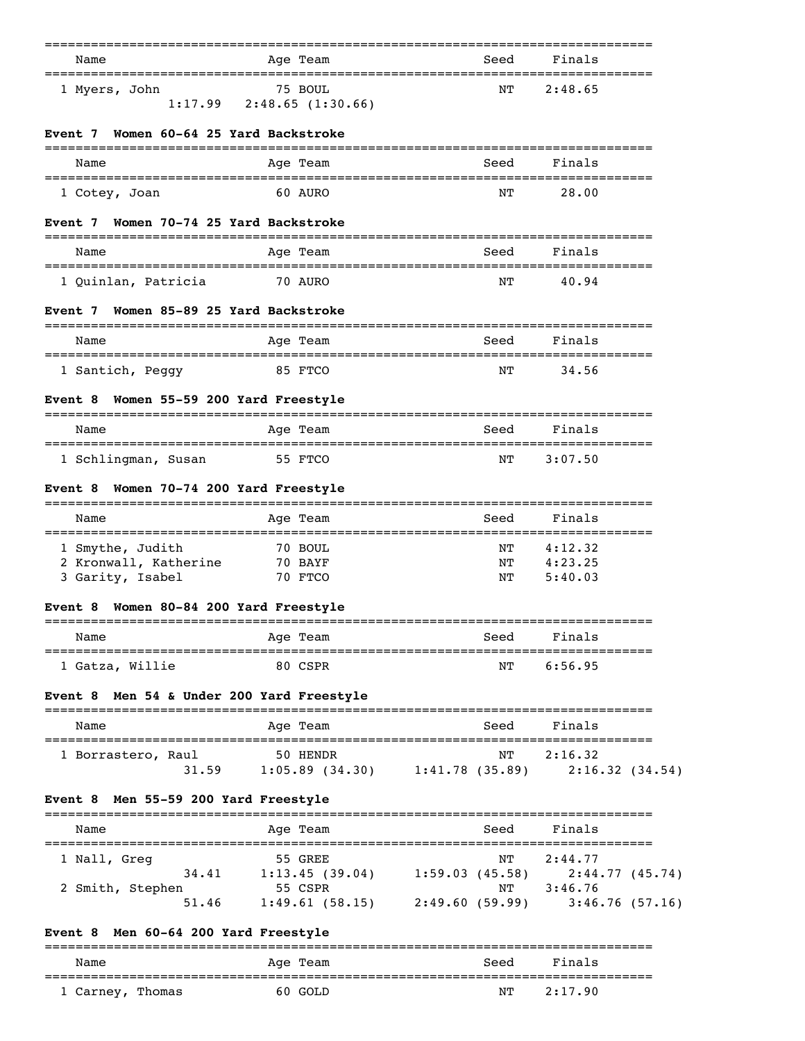| Name | Age | Team | Seed | Finals |
|---|---|---|---|---|
| 1 Myers, John | 75 | BOUL | NT | 2:48.65 |
| 1:17.99 | 2:48.65 (1:30.66) | | | |

### Event 7 Women 60-64 25 Yard Backstroke

| Name | Age | Team | Seed | Finals |
|---|---|---|---|---|
| 1 Cotey, Joan | 60 | AURO | NT | 28.00 |

### Event 7 Women 70-74 25 Yard Backstroke

| Name | Age | Team | Seed | Finals |
|---|---|---|---|---|
| 1 Quinlan, Patricia | 70 | AURO | NT | 40.94 |

### Event 7 Women 85-89 25 Yard Backstroke

| Name | Age | Team | Seed | Finals |
|---|---|---|---|---|
| 1 Santich, Peggy | 85 | FTCO | NT | 34.56 |

### Event 8 Women 55-59 200 Yard Freestyle

| Name | Age | Team | Seed | Finals |
|---|---|---|---|---|
| 1 Schlingman, Susan | 55 | FTCO | NT | 3:07.50 |

### Event 8 Women 70-74 200 Yard Freestyle

| Name | Age | Team | Seed | Finals |
|---|---|---|---|---|
| 1 Smythe, Judith | 70 | BOUL | NT | 4:12.32 |
| 2 Kronwall, Katherine | 70 | BAYF | NT | 4:23.25 |
| 3 Garity, Isabel | 70 | FTCO | NT | 5:40.03 |

### Event 8 Women 80-84 200 Yard Freestyle

| Name | Age | Team | Seed | Finals |
|---|---|---|---|---|
| 1 Gatza, Willie | 80 | CSPR | NT | 6:56.95 |

### Event 8 Men 54 & Under 200 Yard Freestyle

| Name | Age | Team | Seed | Finals |
|---|---|---|---|---|
| 1 Borrastero, Raul | 50 | HENDR | NT | 2:16.32 |
| 31.59 | 1:05.89 (34.30) | 1:41.78 (35.89) | 2:16.32 (34.54) | |

### Event 8 Men 55-59 200 Yard Freestyle

| Name | Age | Team | Seed | Finals |
|---|---|---|---|---|
| 1 Nall, Greg | 55 | GREE | NT | 2:44.77 |
| 34.41 | 1:13.45 (39.04) | 1:59.03 (45.58) | 2:44.77 (45.74) | |
| 2 Smith, Stephen | 55 | CSPR | NT | 3:46.76 |
| 51.46 | 1:49.61 (58.15) | 2:49.60 (59.99) | 3:46.76 (57.16) | |

### Event 8 Men 60-64 200 Yard Freestyle

| Name | Age | Team | Seed | Finals |
|---|---|---|---|---|
| 1 Carney, Thomas | 60 | GOLD | NT | 2:17.90 |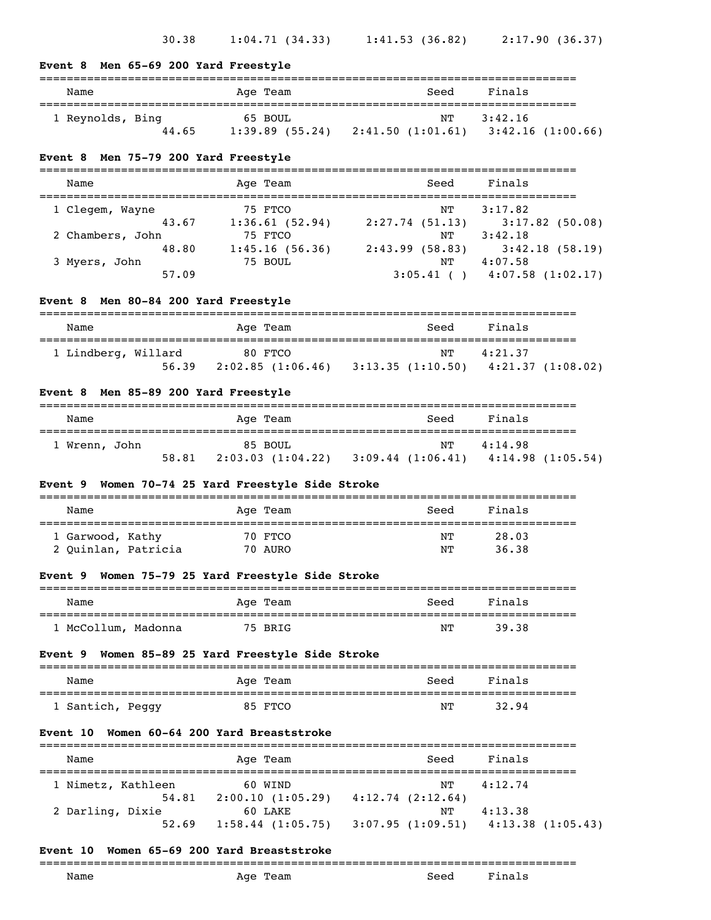30.38 1:04.71 (34.33) 1:41.53 (36.82) 2:17.90 (36.37)

### Event 8 Men 65-69 200 Yard Freestyle

| Name | Age | Team | Seed | Finals |
|---|---|---|---|---|
| 1 Reynolds, Bing | 65 | BOUL | NT | 3:42.16 |
| 44.65 | 1:39.89 (55.24) | 2:41.50 (1:01.61) | 3:42.16 (1:00.66) | |

### Event 8 Men 75-79 200 Yard Freestyle

| Name | Age | Team | Seed | Finals |
|---|---|---|---|---|
| 1 Clegem, Wayne | 75 | FTCO | NT | 3:17.82 |
| 43.67 | 1:36.61 (52.94) | 2:27.74 (51.13) | 3:17.82 (50.08) | |
| 2 Chambers, John | 75 | FTCO | NT | 3:42.18 |
| 48.80 | 1:45.16 (56.36) | 2:43.99 (58.83) | 3:42.18 (58.19) | |
| 3 Myers, John | 75 | BOUL | NT | 4:07.58 |
| 57.09 | | 3:05.41 ( ) | 4:07.58 (1:02.17) | |

### Event 8 Men 80-84 200 Yard Freestyle

| Name | Age | Team | Seed | Finals |
|---|---|---|---|---|
| 1 Lindberg, Willard | 80 | FTCO | NT | 4:21.37 |
| 56.39 | 2:02.85 (1:06.46) | 3:13.35 (1:10.50) | 4:21.37 (1:08.02) | |

### Event 8 Men 85-89 200 Yard Freestyle

| Name | Age | Team | Seed | Finals |
|---|---|---|---|---|
| 1 Wrenn, John | 85 | BOUL | NT | 4:14.98 |
| 58.81 | 2:03.03 (1:04.22) | 3:09.44 (1:06.41) | 4:14.98 (1:05.54) | |

### Event 9 Women 70-74 25 Yard Freestyle Side Stroke

| Name | Age | Team | Seed | Finals |
|---|---|---|---|---|
| 1 Garwood, Kathy | 70 | FTCO | NT | 28.03 |
| 2 Quinlan, Patricia | 70 | AURO | NT | 36.38 |

### Event 9 Women 75-79 25 Yard Freestyle Side Stroke

| Name | Age | Team | Seed | Finals |
|---|---|---|---|---|
| 1 McCollum, Madonna | 75 | BRIG | NT | 39.38 |

### Event 9 Women 85-89 25 Yard Freestyle Side Stroke

| Name | Age | Team | Seed | Finals |
|---|---|---|---|---|
| 1 Santich, Peggy | 85 | FTCO | NT | 32.94 |

### Event 10 Women 60-64 200 Yard Breaststroke

| Name | Age | Team | Seed | Finals |
|---|---|---|---|---|
| 1 Nimetz, Kathleen | 60 | WIND | NT | 4:12.74 |
| 54.81 | 2:00.10 (1:05.29) | 4:12.74 (2:12.64) | | |
| 2 Darling, Dixie | 60 | LAKE | NT | 4:13.38 |
| 52.69 | 1:58.44 (1:05.75) | 3:07.95 (1:09.51) | 4:13.38 (1:05.43) | |

### Event 10 Women 65-69 200 Yard Breaststroke

| Name | Age | Team | Seed | Finals |
|---|---|---|---|---|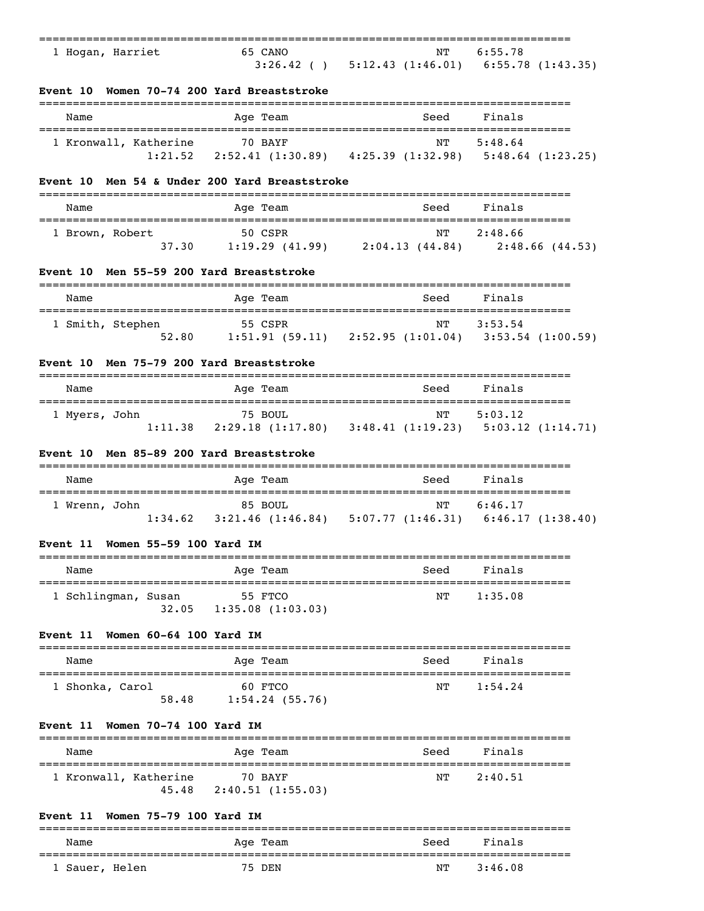| Name | Age | Team | Seed | Finals |
| --- | --- | --- | --- | --- |
| 1 Hogan, Harriet | 65 | CANO | NT | 6:55.78 |
| 3:26.42 ( ) 5:12.43 (1:46.01) 6:55.78 (1:43.35) | | | | |

**Event 10 Women 70-74 200 Yard Breaststroke**

| Name | Age | Team | Seed | Finals |
| --- | --- | --- | --- | --- |
| 1 Kronwall, Katherine | 70 | BAYF | NT | 5:48.64 |
| 1:21.52 2:52.41 (1:30.89) 4:25.39 (1:32.98) 5:48.64 (1:23.25) | | | | |

**Event 10 Men 54 & Under 200 Yard Breaststroke**

| Name | Age | Team | Seed | Finals |
| --- | --- | --- | --- | --- |
| 1 Brown, Robert | 50 | CSPR | NT | 2:48.66 |
| 37.30 1:19.29 (41.99) 2:04.13 (44.84) 2:48.66 (44.53) | | | | |

**Event 10 Men 55-59 200 Yard Breaststroke**

| Name | Age | Team | Seed | Finals |
| --- | --- | --- | --- | --- |
| 1 Smith, Stephen | 55 | CSPR | NT | 3:53.54 |
| 52.80 1:51.91 (59.11) 2:52.95 (1:01.04) 3:53.54 (1:00.59) | | | | |

**Event 10 Men 75-79 200 Yard Breaststroke**

| Name | Age | Team | Seed | Finals |
| --- | --- | --- | --- | --- |
| 1 Myers, John | 75 | BOUL | NT | 5:03.12 |
| 1:11.38 2:29.18 (1:17.80) 3:48.41 (1:19.23) 5:03.12 (1:14.71) | | | | |

**Event 10 Men 85-89 200 Yard Breaststroke**

| Name | Age | Team | Seed | Finals |
| --- | --- | --- | --- | --- |
| 1 Wrenn, John | 85 | BOUL | NT | 6:46.17 |
| 1:34.62 3:21.46 (1:46.84) 5:07.77 (1:46.31) 6:46.17 (1:38.40) | | | | |

**Event 11 Women 55-59 100 Yard IM**

| Name | Age | Team | Seed | Finals |
| --- | --- | --- | --- | --- |
| 1 Schlingman, Susan | 55 | FTCO | NT | 1:35.08 |
| 32.05 1:35.08 (1:03.03) | | | | |

**Event 11 Women 60-64 100 Yard IM**

| Name | Age | Team | Seed | Finals |
| --- | --- | --- | --- | --- |
| 1 Shonka, Carol | 60 | FTCO | NT | 1:54.24 |
| 58.48 1:54.24 (55.76) | | | | |

**Event 11 Women 70-74 100 Yard IM**

| Name | Age | Team | Seed | Finals |
| --- | --- | --- | --- | --- |
| 1 Kronwall, Katherine | 70 | BAYF | NT | 2:40.51 |
| 45.48 2:40.51 (1:55.03) | | | | |

**Event 11 Women 75-79 100 Yard IM**

| Name | Age | Team | Seed | Finals |
| --- | --- | --- | --- | --- |
| 1 Sauer, Helen | 75 | DEN | NT | 3:46.08 |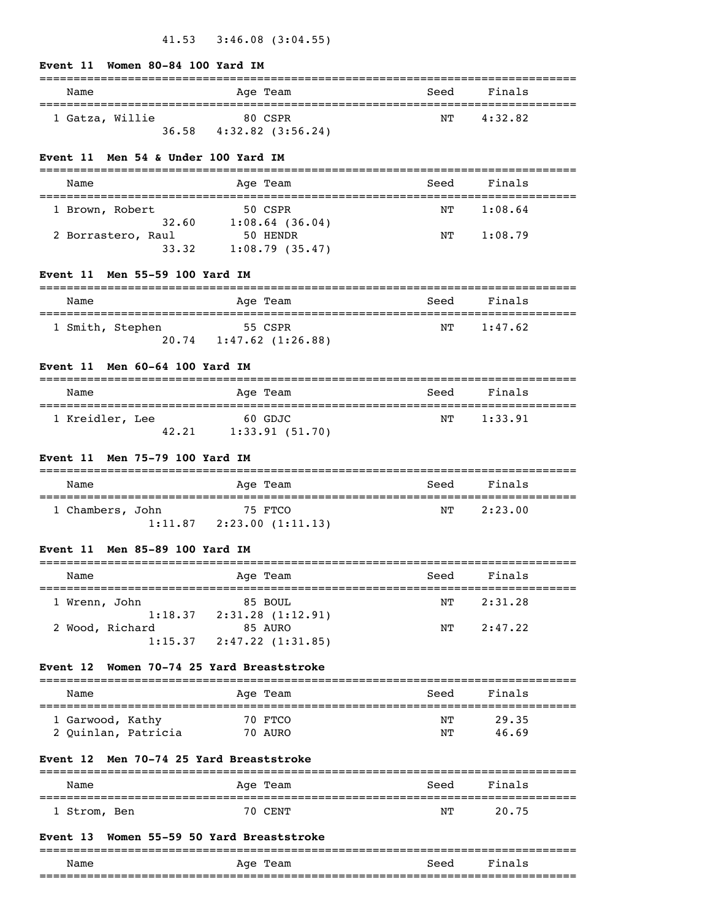41.53   3:46.08 (3:04.55)

### Event 11  Women 80-84 100 Yard IM

| Name | Age | Team | Seed | Finals |
|---|---|---|---|---|
| 1 Gatza, Willie | 80 | CSPR | NT | 4:32.82 |
| 36.58   4:32.82 (3:56.24) | | | | |

### Event 11  Men 54 & Under 100 Yard IM

| Name | Age | Team | Seed | Finals |
|---|---|---|---|---|
| 1 Brown, Robert | 50 | CSPR | NT | 1:08.64 |
| 32.60   1:08.64 (36.04) | | | | |
| 2 Borrastero, Raul | 50 | HENDR | NT | 1:08.79 |
| 33.32   1:08.79 (35.47) | | | | |

### Event 11  Men 55-59 100 Yard IM

| Name | Age | Team | Seed | Finals |
|---|---|---|---|---|
| 1 Smith, Stephen | 55 | CSPR | NT | 1:47.62 |
| 20.74   1:47.62 (1:26.88) | | | | |

### Event 11  Men 60-64 100 Yard IM

| Name | Age | Team | Seed | Finals |
|---|---|---|---|---|
| 1 Kreidler, Lee | 60 | GDJC | NT | 1:33.91 |
| 42.21   1:33.91 (51.70) | | | | |

### Event 11  Men 75-79 100 Yard IM

| Name | Age | Team | Seed | Finals |
|---|---|---|---|---|
| 1 Chambers, John | 75 | FTCO | NT | 2:23.00 |
| 1:11.87   2:23.00 (1:11.13) | | | | |

### Event 11  Men 85-89 100 Yard IM

| Name | Age | Team | Seed | Finals |
|---|---|---|---|---|
| 1 Wrenn, John | 85 | BOUL | NT | 2:31.28 |
| 1:18.37   2:31.28 (1:12.91) | | | | |
| 2 Wood, Richard | 85 | AURO | NT | 2:47.22 |
| 1:15.37   2:47.22 (1:31.85) | | | | |

### Event 12  Women 70-74 25 Yard Breaststroke

| Name | Age | Team | Seed | Finals |
|---|---|---|---|---|
| 1 Garwood, Kathy | 70 | FTCO | NT | 29.35 |
| 2 Quinlan, Patricia | 70 | AURO | NT | 46.69 |

### Event 12  Men 70-74 25 Yard Breaststroke

| Name | Age | Team | Seed | Finals |
|---|---|---|---|---|
| 1 Strom, Ben | 70 | CENT | NT | 20.75 |

### Event 13  Women 55-59 50 Yard Breaststroke

| Name | Age | Team | Seed | Finals |
|---|---|---|---|---|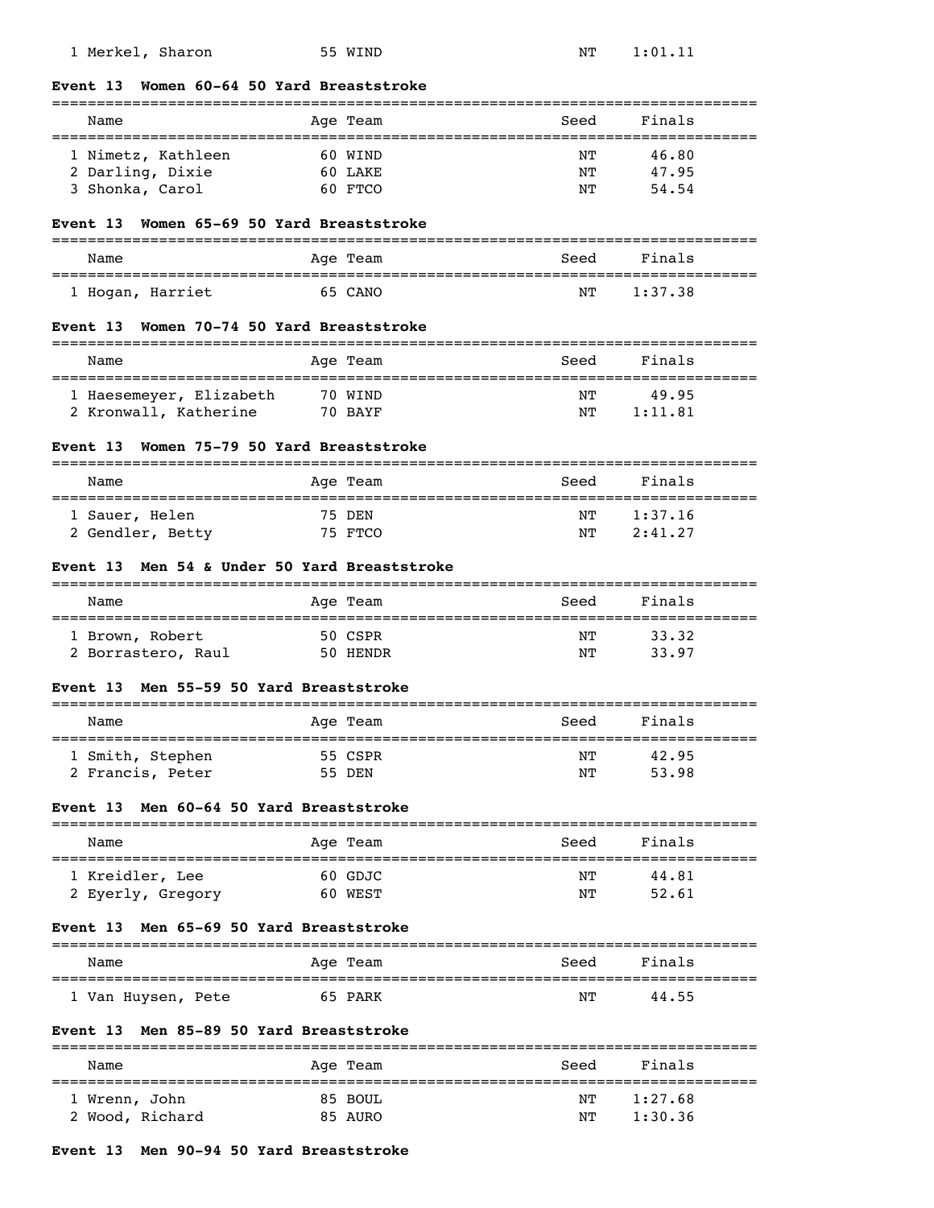| Name | Age | Team | Seed | Finals |
|---|---|---|---|---|
| 1 Merkel, Sharon | 55 | WIND | NT | 1:01.11 |

### Event 13 Women 60-64 50 Yard Breaststroke

| Name | Age | Team | Seed | Finals |
|---|---|---|---|---|
| 1 Nimetz, Kathleen | 60 | WIND | NT | 46.80 |
| 2 Darling, Dixie | 60 | LAKE | NT | 47.95 |
| 3 Shonka, Carol | 60 | FTCO | NT | 54.54 |

### Event 13 Women 65-69 50 Yard Breaststroke

| Name | Age | Team | Seed | Finals |
|---|---|---|---|---|
| 1 Hogan, Harriet | 65 | CANO | NT | 1:37.38 |

### Event 13 Women 70-74 50 Yard Breaststroke

| Name | Age | Team | Seed | Finals |
|---|---|---|---|---|
| 1 Haesemeyer, Elizabeth | 70 | WIND | NT | 49.95 |
| 2 Kronwall, Katherine | 70 | BAYF | NT | 1:11.81 |

### Event 13 Women 75-79 50 Yard Breaststroke

| Name | Age | Team | Seed | Finals |
|---|---|---|---|---|
| 1 Sauer, Helen | 75 | DEN | NT | 1:37.16 |
| 2 Gendler, Betty | 75 | FTCO | NT | 2:41.27 |

### Event 13 Men 54 & Under 50 Yard Breaststroke

| Name | Age | Team | Seed | Finals |
|---|---|---|---|---|
| 1 Brown, Robert | 50 | CSPR | NT | 33.32 |
| 2 Borrastero, Raul | 50 | HENDR | NT | 33.97 |

### Event 13 Men 55-59 50 Yard Breaststroke

| Name | Age | Team | Seed | Finals |
|---|---|---|---|---|
| 1 Smith, Stephen | 55 | CSPR | NT | 42.95 |
| 2 Francis, Peter | 55 | DEN | NT | 53.98 |

### Event 13 Men 60-64 50 Yard Breaststroke

| Name | Age | Team | Seed | Finals |
|---|---|---|---|---|
| 1 Kreidler, Lee | 60 | GDJC | NT | 44.81 |
| 2 Eyerly, Gregory | 60 | WEST | NT | 52.61 |

### Event 13 Men 65-69 50 Yard Breaststroke

| Name | Age | Team | Seed | Finals |
|---|---|---|---|---|
| 1 Van Huysen, Pete | 65 | PARK | NT | 44.55 |

### Event 13 Men 85-89 50 Yard Breaststroke

| Name | Age | Team | Seed | Finals |
|---|---|---|---|---|
| 1 Wrenn, John | 85 | BOUL | NT | 1:27.68 |
| 2 Wood, Richard | 85 | AURO | NT | 1:30.36 |

### Event 13 Men 90-94 50 Yard Breaststroke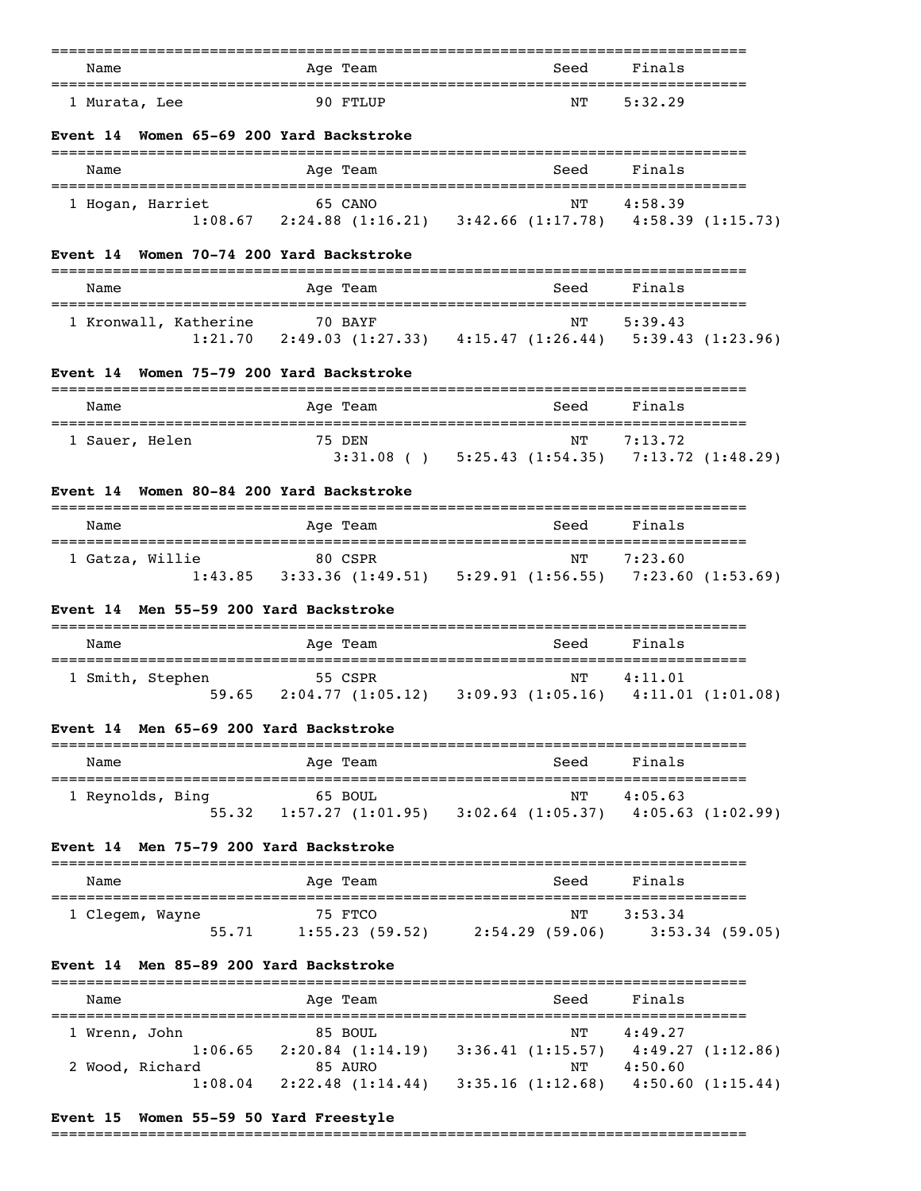| Name | Age | Team | Seed | Finals |
|---|---|---|---|---|
| 1 Murata, Lee | 90 | FTLUP | NT | 5:32.29 |

**Event 14 Women 65-69 200 Yard Backstroke**

| Name | Age | Team | Seed | Finals |
|---|---|---|---|---|
| 1 Hogan, Harriet | 65 | CANO | NT | 4:58.39 |
| 1:08.67 | 2:24.88 (1:16.21) | 3:42.66 (1:17.78) | 4:58.39 (1:15.73) | |

**Event 14 Women 70-74 200 Yard Backstroke**

| Name | Age | Team | Seed | Finals |
|---|---|---|---|---|
| 1 Kronwall, Katherine | 70 | BAYF | NT | 5:39.43 |
| 1:21.70 | 2:49.03 (1:27.33) | 4:15.47 (1:26.44) | 5:39.43 (1:23.96) | |

**Event 14 Women 75-79 200 Yard Backstroke**

| Name | Age | Team | Seed | Finals |
|---|---|---|---|---|
| 1 Sauer, Helen | 75 | DEN | NT | 7:13.72 |
| | 3:31.08 ( ) | 5:25.43 (1:54.35) | 7:13.72 (1:48.29) | |

**Event 14 Women 80-84 200 Yard Backstroke**

| Name | Age | Team | Seed | Finals |
|---|---|---|---|---|
| 1 Gatza, Willie | 80 | CSPR | NT | 7:23.60 |
| 1:43.85 | 3:33.36 (1:49.51) | 5:29.91 (1:56.55) | 7:23.60 (1:53.69) | |

**Event 14 Men 55-59 200 Yard Backstroke**

| Name | Age | Team | Seed | Finals |
|---|---|---|---|---|
| 1 Smith, Stephen | 55 | CSPR | NT | 4:11.01 |
| 59.65 | 2:04.77 (1:05.12) | 3:09.93 (1:05.16) | 4:11.01 (1:01.08) | |

**Event 14 Men 65-69 200 Yard Backstroke**

| Name | Age | Team | Seed | Finals |
|---|---|---|---|---|
| 1 Reynolds, Bing | 65 | BOUL | NT | 4:05.63 |
| 55.32 | 1:57.27 (1:01.95) | 3:02.64 (1:05.37) | 4:05.63 (1:02.99) | |

**Event 14 Men 75-79 200 Yard Backstroke**

| Name | Age | Team | Seed | Finals |
|---|---|---|---|---|
| 1 Clegem, Wayne | 75 | FTCO | NT | 3:53.34 |
| 55.71 | 1:55.23 (59.52) | 2:54.29 (59.06) | 3:53.34 (59.05) | |

**Event 14 Men 85-89 200 Yard Backstroke**

| Name | Age | Team | Seed | Finals |
|---|---|---|---|---|
| 1 Wrenn, John | 85 | BOUL | NT | 4:49.27 |
| 1:06.65 | 2:20.84 (1:14.19) | 3:36.41 (1:15.57) | 4:49.27 (1:12.86) | |
| 2 Wood, Richard | 85 | AURO | NT | 4:50.60 |
| 1:08.04 | 2:22.48 (1:14.44) | 3:35.16 (1:12.68) | 4:50.60 (1:15.44) | |

**Event 15 Women 55-59 50 Yard Freestyle**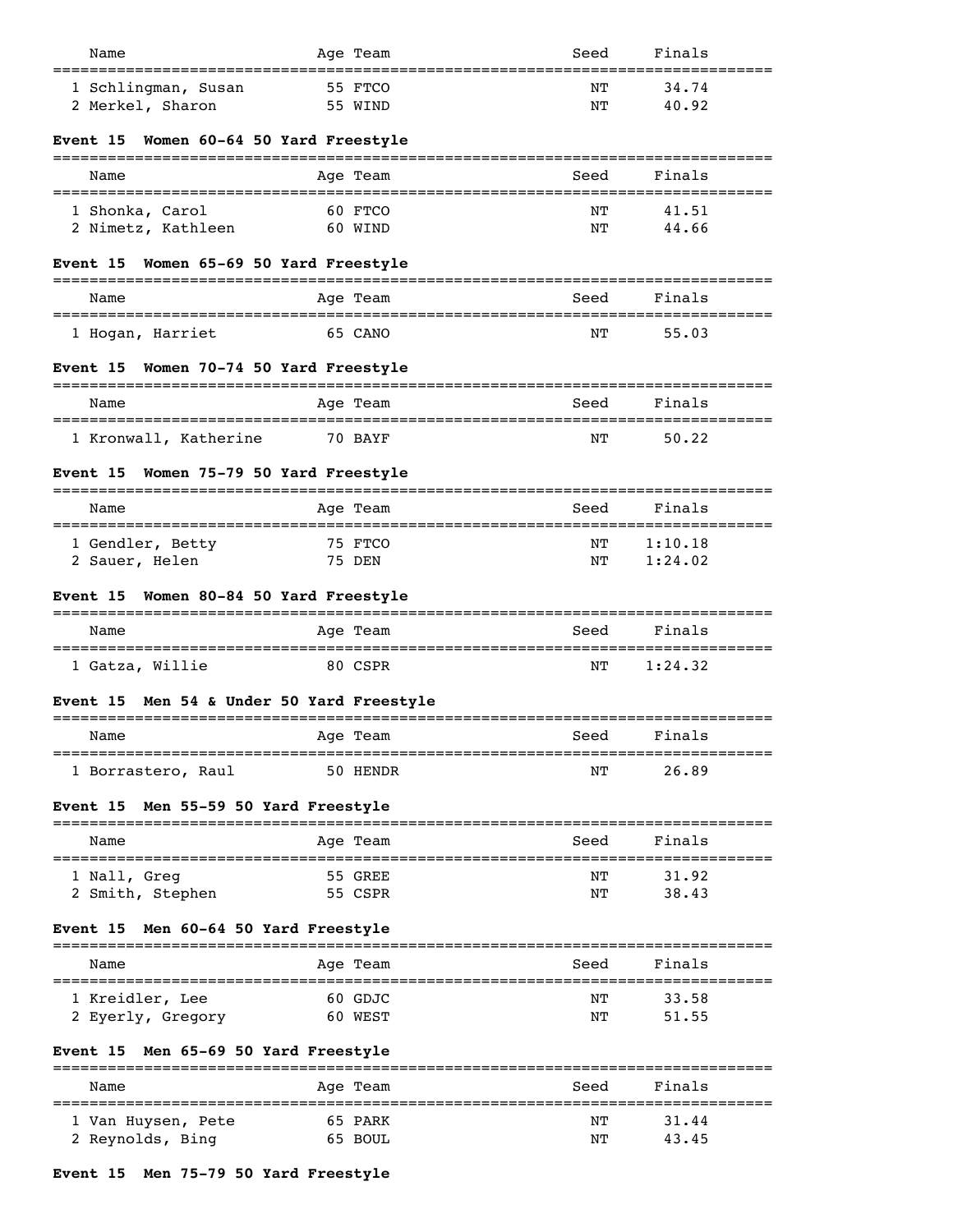| Name | Age | Team | Seed | Finals |
|---|---|---|---|---|
| 1 Schlingman, Susan | 55 | FTCO | NT | 34.74 |
| 2 Merkel, Sharon | 55 | WIND | NT | 40.92 |

**Event 15 Women 60-64 50 Yard Freestyle**

| Name | Age | Team | Seed | Finals |
|---|---|---|---|---|
| 1 Shonka, Carol | 60 | FTCO | NT | 41.51 |
| 2 Nimetz, Kathleen | 60 | WIND | NT | 44.66 |

**Event 15 Women 65-69 50 Yard Freestyle**

| Name | Age | Team | Seed | Finals |
|---|---|---|---|---|
| 1 Hogan, Harriet | 65 | CANO | NT | 55.03 |

**Event 15 Women 70-74 50 Yard Freestyle**

| Name | Age | Team | Seed | Finals |
|---|---|---|---|---|
| 1 Kronwall, Katherine | 70 | BAYF | NT | 50.22 |

**Event 15 Women 75-79 50 Yard Freestyle**

| Name | Age | Team | Seed | Finals |
|---|---|---|---|---|
| 1 Gendler, Betty | 75 | FTCO | NT | 1:10.18 |
| 2 Sauer, Helen | 75 | DEN | NT | 1:24.02 |

**Event 15 Women 80-84 50 Yard Freestyle**

| Name | Age | Team | Seed | Finals |
|---|---|---|---|---|
| 1 Gatza, Willie | 80 | CSPR | NT | 1:24.32 |

**Event 15 Men 54 & Under 50 Yard Freestyle**

| Name | Age | Team | Seed | Finals |
|---|---|---|---|---|
| 1 Borrastero, Raul | 50 | HENDR | NT | 26.89 |

**Event 15 Men 55-59 50 Yard Freestyle**

| Name | Age | Team | Seed | Finals |
|---|---|---|---|---|
| 1 Nall, Greg | 55 | GREE | NT | 31.92 |
| 2 Smith, Stephen | 55 | CSPR | NT | 38.43 |

**Event 15 Men 60-64 50 Yard Freestyle**

| Name | Age | Team | Seed | Finals |
|---|---|---|---|---|
| 1 Kreidler, Lee | 60 | GDJC | NT | 33.58 |
| 2 Eyerly, Gregory | 60 | WEST | NT | 51.55 |

**Event 15 Men 65-69 50 Yard Freestyle**

| Name | Age | Team | Seed | Finals |
|---|---|---|---|---|
| 1 Van Huysen, Pete | 65 | PARK | NT | 31.44 |
| 2 Reynolds, Bing | 65 | BOUL | NT | 43.45 |

**Event 15 Men 75-79 50 Yard Freestyle**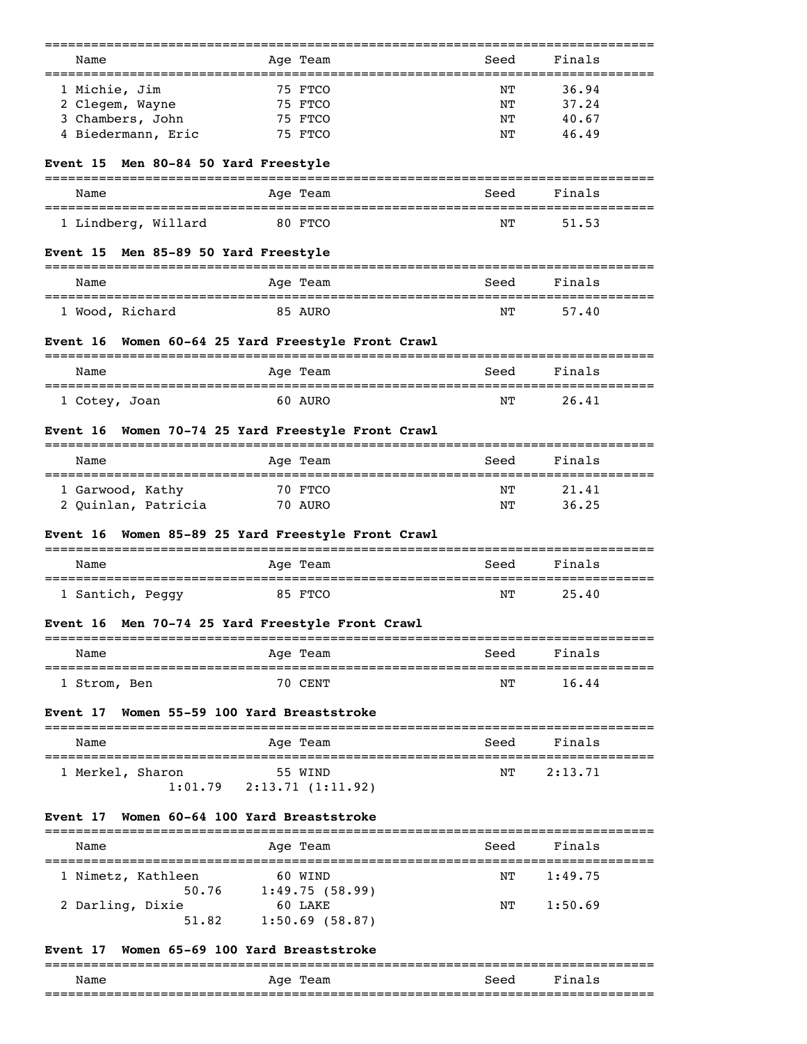| Name | Age | Team | Seed | Finals |
|---|---|---|---|---|
| 1 Michie, Jim | 75 | FTCO | NT | 36.94 |
| 2 Clegem, Wayne | 75 | FTCO | NT | 37.24 |
| 3 Chambers, John | 75 | FTCO | NT | 40.67 |
| 4 Biedermann, Eric | 75 | FTCO | NT | 46.49 |

**Event 15 Men 80-84 50 Yard Freestyle**

| Name | Age | Team | Seed | Finals |
|---|---|---|---|---|
| 1 Lindberg, Willard | 80 | FTCO | NT | 51.53 |

**Event 15 Men 85-89 50 Yard Freestyle**

| Name | Age | Team | Seed | Finals |
|---|---|---|---|---|
| 1 Wood, Richard | 85 | AURO | NT | 57.40 |

**Event 16 Women 60-64 25 Yard Freestyle Front Crawl**

| Name | Age | Team | Seed | Finals |
|---|---|---|---|---|
| 1 Cotey, Joan | 60 | AURO | NT | 26.41 |

**Event 16 Women 70-74 25 Yard Freestyle Front Crawl**

| Name | Age | Team | Seed | Finals |
|---|---|---|---|---|
| 1 Garwood, Kathy | 70 | FTCO | NT | 21.41 |
| 2 Quinlan, Patricia | 70 | AURO | NT | 36.25 |

**Event 16 Women 85-89 25 Yard Freestyle Front Crawl**

| Name | Age | Team | Seed | Finals |
|---|---|---|---|---|
| 1 Santich, Peggy | 85 | FTCO | NT | 25.40 |

**Event 16 Men 70-74 25 Yard Freestyle Front Crawl**

| Name | Age | Team | Seed | Finals |
|---|---|---|---|---|
| 1 Strom, Ben | 70 | CENT | NT | 16.44 |

**Event 17 Women 55-59 100 Yard Breaststroke**

| Name | Age | Team | Seed | Finals |
|---|---|---|---|---|
| 1 Merkel, Sharon | 55 | WIND | NT | 2:13.71 |
| 1:01.79 | 2:13.71 (1:11.92) | | | |

**Event 17 Women 60-64 100 Yard Breaststroke**

| Name | Age | Team | Seed | Finals |
|---|---|---|---|---|
| 1 Nimetz, Kathleen | 60 | WIND | NT | 1:49.75 |
| 50.76 | 1:49.75 (58.99) | | | |
| 2 Darling, Dixie | 60 | LAKE | NT | 1:50.69 |
| 51.82 | 1:50.69 (58.87) | | | |

**Event 17 Women 65-69 100 Yard Breaststroke**

| Name | Age | Team | Seed | Finals |
|---|---|---|---|---|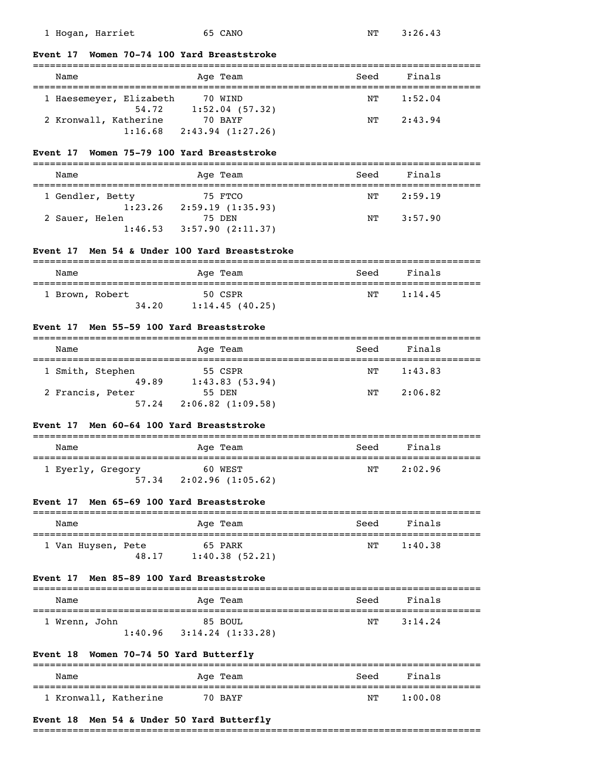| Name | Age | Team | Seed | Finals |
|---|---|---|---|---|
| 1 Hogan, Harriet | 65 | CANO | NT | 3:26.43 |

### Event 17 Women 70-74 100 Yard Breaststroke

| Name | Age | Team | Seed | Finals |
|---|---|---|---|---|
| 1 Haesemeyer, Elizabeth | 70 | WIND | NT | 1:52.04 |
| 54.72 | 1:52.04 (57.32) | | | |
| 2 Kronwall, Katherine | 70 | BAYF | NT | 2:43.94 |
| 1:16.68 | 2:43.94 (1:27.26) | | | |

### Event 17 Women 75-79 100 Yard Breaststroke

| Name | Age | Team | Seed | Finals |
|---|---|---|---|---|
| 1 Gendler, Betty | 75 | FTCO | NT | 2:59.19 |
| 1:23.26 | 2:59.19 (1:35.93) | | | |
| 2 Sauer, Helen | 75 | DEN | NT | 3:57.90 |
| 1:46.53 | 3:57.90 (2:11.37) | | | |

### Event 17 Men 54 & Under 100 Yard Breaststroke

| Name | Age | Team | Seed | Finals |
|---|---|---|---|---|
| 1 Brown, Robert | 50 | CSPR | NT | 1:14.45 |
| 34.20 | 1:14.45 (40.25) | | | |

### Event 17 Men 55-59 100 Yard Breaststroke

| Name | Age | Team | Seed | Finals |
|---|---|---|---|---|
| 1 Smith, Stephen | 55 | CSPR | NT | 1:43.83 |
| 49.89 | 1:43.83 (53.94) | | | |
| 2 Francis, Peter | 55 | DEN | NT | 2:06.82 |
| 57.24 | 2:06.82 (1:09.58) | | | |

### Event 17 Men 60-64 100 Yard Breaststroke

| Name | Age | Team | Seed | Finals |
|---|---|---|---|---|
| 1 Eyerly, Gregory | 60 | WEST | NT | 2:02.96 |
| 57.34 | 2:02.96 (1:05.62) | | | |

### Event 17 Men 65-69 100 Yard Breaststroke

| Name | Age | Team | Seed | Finals |
|---|---|---|---|---|
| 1 Van Huysen, Pete | 65 | PARK | NT | 1:40.38 |
| 48.17 | 1:40.38 (52.21) | | | |

### Event 17 Men 85-89 100 Yard Breaststroke

| Name | Age | Team | Seed | Finals |
|---|---|---|---|---|
| 1 Wrenn, John | 85 | BOUL | NT | 3:14.24 |
| 1:40.96 | 3:14.24 (1:33.28) | | | |

### Event 18 Women 70-74 50 Yard Butterfly

| Name | Age | Team | Seed | Finals |
|---|---|---|---|---|
| 1 Kronwall, Katherine | 70 | BAYF | NT | 1:00.08 |

### Event 18 Men 54 & Under 50 Yard Butterfly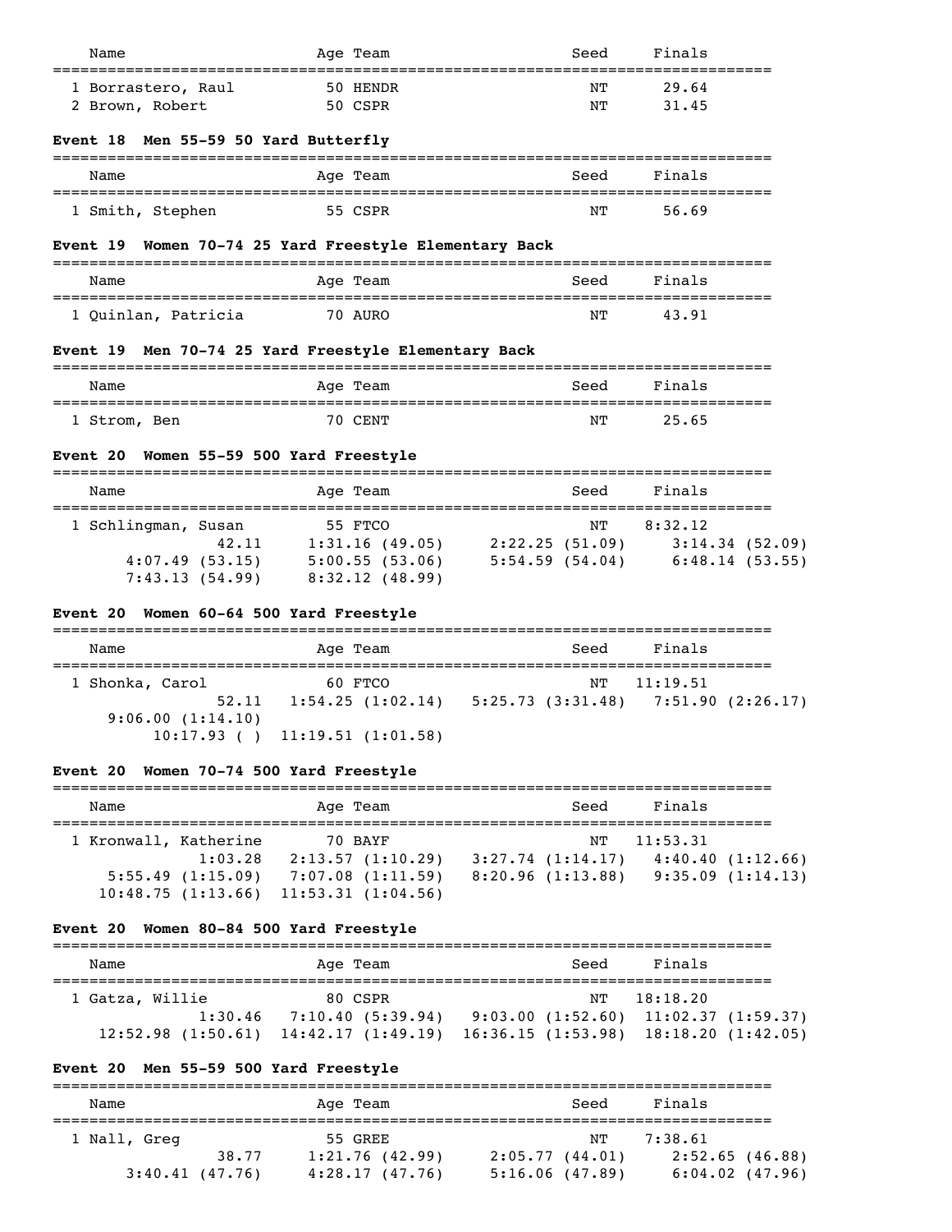| Name | Age | Team | Seed | Finals |
|---|---|---|---|---|
| 1 Borrastero, Raul | 50 | HENDR | NT | 29.64 |
| 2 Brown, Robert | 50 | CSPR | NT | 31.45 |

**Event 18 Men 55-59 50 Yard Butterfly**

| Name | Age | Team | Seed | Finals |
|---|---|---|---|---|
| 1 Smith, Stephen | 55 | CSPR | NT | 56.69 |

**Event 19 Women 70-74 25 Yard Freestyle Elementary Back**

| Name | Age | Team | Seed | Finals |
|---|---|---|---|---|
| 1 Quinlan, Patricia | 70 | AURO | NT | 43.91 |

**Event 19 Men 70-74 25 Yard Freestyle Elementary Back**

| Name | Age | Team | Seed | Finals |
|---|---|---|---|---|
| 1 Strom, Ben | 70 | CENT | NT | 25.65 |

**Event 20 Women 55-59 500 Yard Freestyle**

| Name | Age | Team | Seed | Finals |
|---|---|---|---|---|
| 1 Schlingman, Susan | 55 | FTCO | NT | 8:32.12 |

```
          42.11     1:31.16 (49.05)     2:22.25 (51.09)     3:14.34 (52.09)
    4:07.49 (53.15) 5:00.55 (53.06)     5:54.59 (54.04)     6:48.14 (53.55)
    7:43.13 (54.99) 8:32.12 (48.99)
```

**Event 20 Women 60-64 500 Yard Freestyle**

| Name | Age | Team | Seed | Finals |
|---|---|---|---|---|
| 1 Shonka, Carol | 60 | FTCO | NT | 11:19.51 |

```
          52.11     1:54.25 (1:02.14)   5:25.73 (3:31.48)   7:51.90 (2:26.17)
  9:06.00 (1:14.10)
       10:17.93 ( ) 11:19.51 (1:01.58)
```

**Event 20 Women 70-74 500 Yard Freestyle**

| Name | Age | Team | Seed | Finals |
|---|---|---|---|---|
| 1 Kronwall, Katherine | 70 | BAYF | NT | 11:53.31 |

```
        1:03.28     2:13.57 (1:10.29)   3:27.74 (1:14.17)   4:40.40 (1:12.66)
  5:55.49 (1:15.09) 7:07.08 (1:11.59)   8:20.96 (1:13.88)   9:35.09 (1:14.13)
 10:48.75 (1:13.66) 11:53.31 (1:04.56)
```

**Event 20 Women 80-84 500 Yard Freestyle**

| Name | Age | Team | Seed | Finals |
|---|---|---|---|---|
| 1 Gatza, Willie | 80 | CSPR | NT | 18:18.20 |

```
        1:30.46     7:10.40 (5:39.94)   9:03.00 (1:52.60)   11:02.37 (1:59.37)
 12:52.98 (1:50.61) 14:42.17 (1:49.19)  16:36.15 (1:53.98)  18:18.20 (1:42.05)
```

**Event 20 Men 55-59 500 Yard Freestyle**

| Name | Age | Team | Seed | Finals |
|---|---|---|---|---|
| 1 Nall, Greg | 55 | GREE | NT | 7:38.61 |

```
          38.77     1:21.76 (42.99)     2:05.77 (44.01)     2:52.65 (46.88)
    3:40.41 (47.76) 4:28.17 (47.76)     5:16.06 (47.89)     6:04.02 (47.96)
```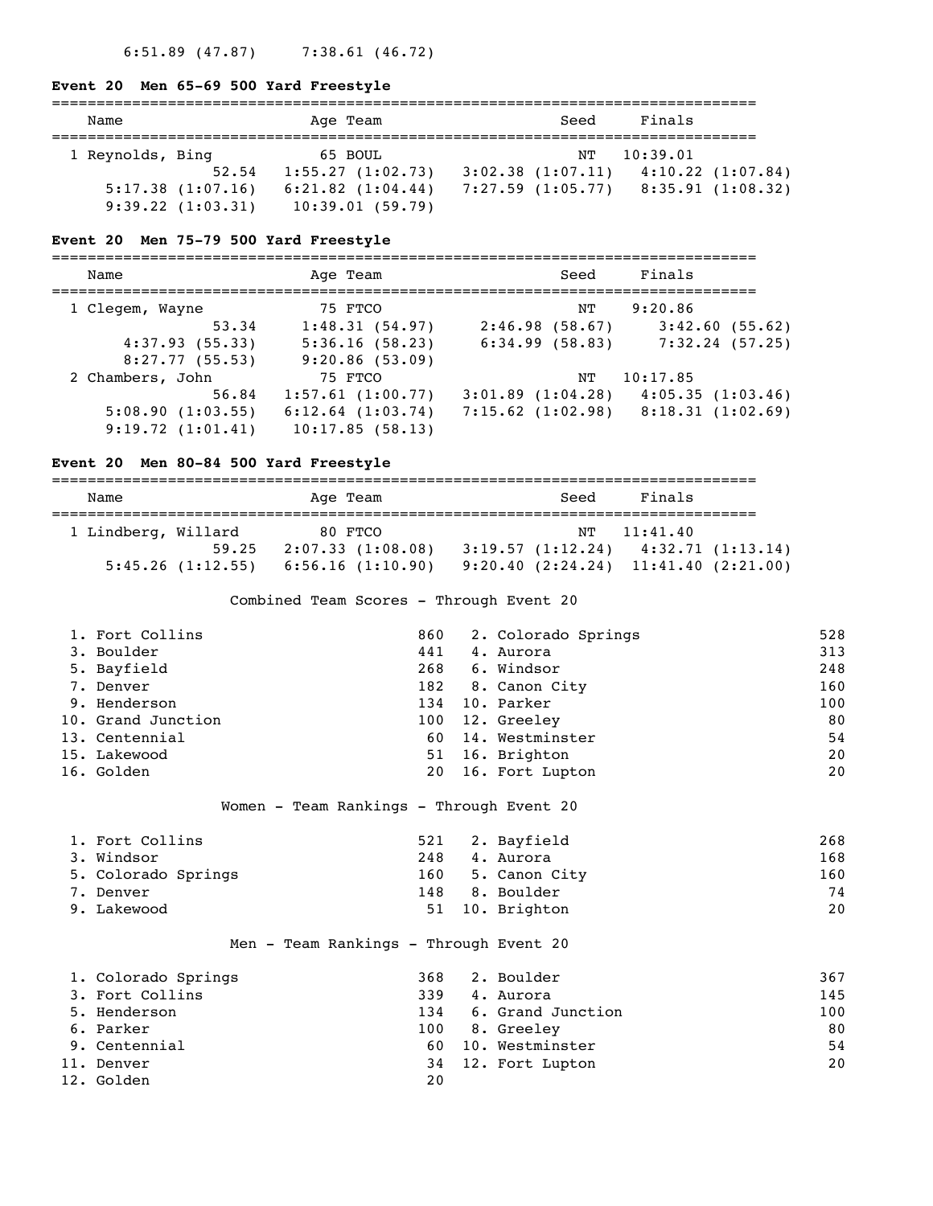6:51.89 (47.87)     7:38.61 (46.72)

**Event 20  Men 65-69 500 Yard Freestyle**

| Name | Age | Team | Seed | Finals |
|---|---|---|---|---|
| 1 Reynolds, Bing | 65 | BOUL | NT | 10:39.01 |

52.54     1:55.27 (1:02.73)     3:02.38 (1:07.11)     4:10.22 (1:07.84)
5:17.38 (1:07.16)     6:21.82 (1:04.44)     7:27.59 (1:05.77)     8:35.91 (1:08.32)
9:39.22 (1:03.31)     10:39.01 (59.79)

**Event 20  Men 75-79 500 Yard Freestyle**

| Name | Age | Team | Seed | Finals |
|---|---|---|---|---|
| 1 Clegem, Wayne | 75 | FTCO | NT | 9:20.86 |
| 2 Chambers, John | 75 | FTCO | NT | 10:17.85 |

1 Clegem, Wayne:
53.34     1:48.31 (54.97)     2:46.98 (58.67)     3:42.60 (55.62)
4:37.93 (55.33)     5:36.16 (58.23)     6:34.99 (58.83)     7:32.24 (57.25)
8:27.77 (55.53)     9:20.86 (53.09)

2 Chambers, John:
56.84     1:57.61 (1:00.77)     3:01.89 (1:04.28)     4:05.35 (1:03.46)
5:08.90 (1:03.55)     6:12.64 (1:03.74)     7:15.62 (1:02.98)     8:18.31 (1:02.69)
9:19.72 (1:01.41)     10:17.85 (58.13)

**Event 20  Men 80-84 500 Yard Freestyle**

| Name | Age | Team | Seed | Finals |
|---|---|---|---|---|
| 1 Lindberg, Willard | 80 | FTCO | NT | 11:41.40 |

59.25     2:07.33 (1:08.08)     3:19.57 (1:12.24)     4:32.71 (1:13.14)
5:45.26 (1:12.55)     6:56.16 (1:10.90)     9:20.40 (2:24.24)     11:41.40 (2:21.00)

### Combined Team Scores - Through Event 20

| | | | |
|---|---|---|---|
| 1. Fort Collins | 860 | 2. Colorado Springs | 528 |
| 3. Boulder | 441 | 4. Aurora | 313 |
| 5. Bayfield | 268 | 6. Windsor | 248 |
| 7. Denver | 182 | 8. Canon City | 160 |
| 9. Henderson | 134 | 10. Parker | 100 |
| 10. Grand Junction | 100 | 12. Greeley | 80 |
| 13. Centennial | 60 | 14. Westminster | 54 |
| 15. Lakewood | 51 | 16. Brighton | 20 |
| 16. Golden | 20 | 16. Fort Lupton | 20 |

### Women - Team Rankings - Through Event 20

| | | | |
|---|---|---|---|
| 1. Fort Collins | 521 | 2. Bayfield | 268 |
| 3. Windsor | 248 | 4. Aurora | 168 |
| 5. Colorado Springs | 160 | 5. Canon City | 160 |
| 7. Denver | 148 | 8. Boulder | 74 |
| 9. Lakewood | 51 | 10. Brighton | 20 |

### Men - Team Rankings - Through Event 20

| | | | |
|---|---|---|---|
| 1. Colorado Springs | 368 | 2. Boulder | 367 |
| 3. Fort Collins | 339 | 4. Aurora | 145 |
| 5. Henderson | 134 | 6. Grand Junction | 100 |
| 6. Parker | 100 | 8. Greeley | 80 |
| 9. Centennial | 60 | 10. Westminster | 54 |
| 11. Denver | 34 | 12. Fort Lupton | 20 |
| 12. Golden | 20 | | |